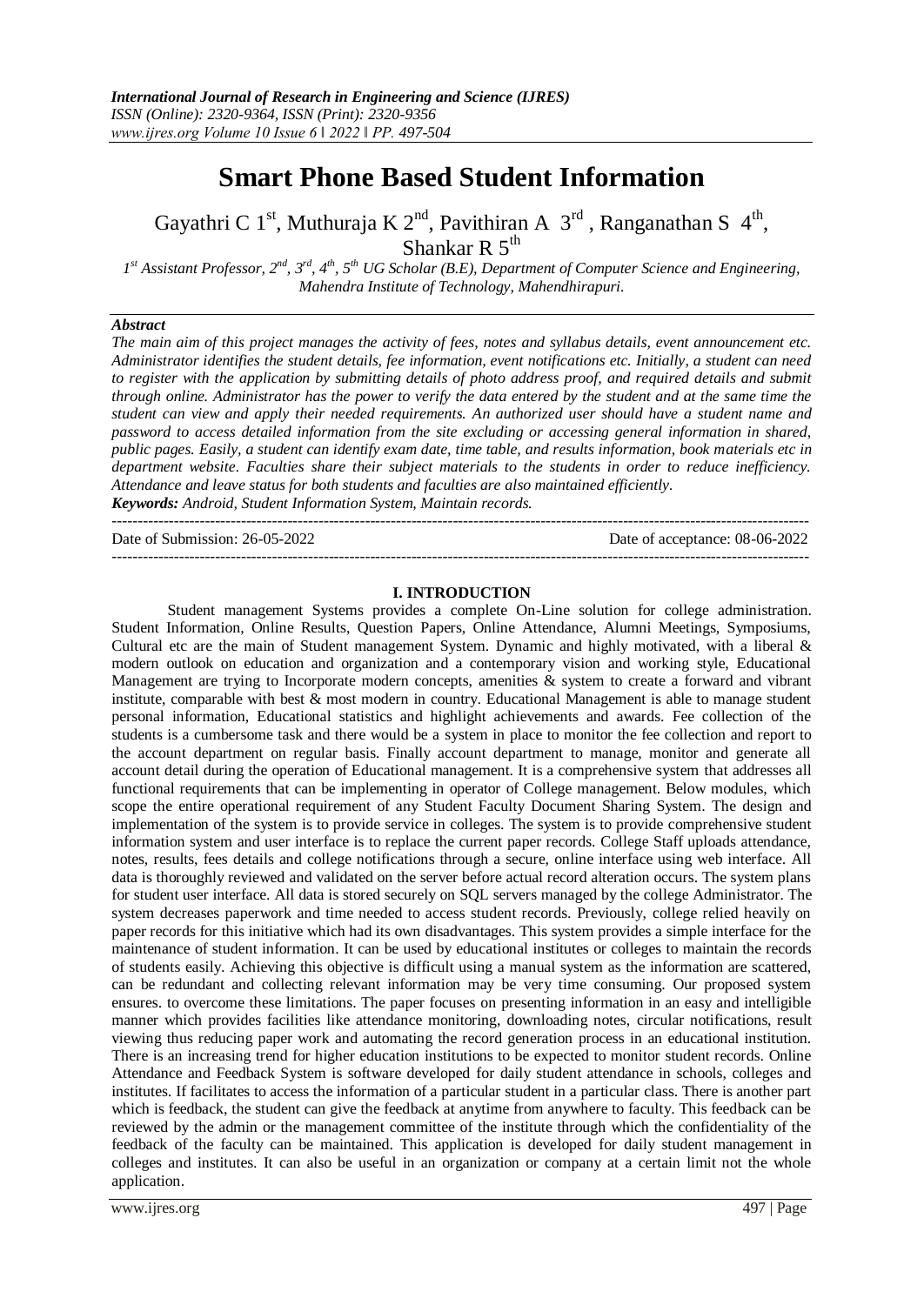# Smart Phone Based Student Information

Gayathri C 1st, Muthuraja K 2nd, Pavithiran A 3rd, Ranganathan S 4th, Shankar R 5th

*1st Assistant Professor, 2nd, 3rd, 4th, 5th UG Scholar (B.E), Department of Computer Science and Engineering, Mahendra Institute of Technology, Mahendhirapuri.*

### *Abstract*

*The main aim of this project manages the activity of fees, notes and syllabus details, event announcement etc. Administrator identifies the student details, fee information, event notifications etc. Initially, a student can need to register with the application by submitting details of photo address proof, and required details and submit through online. Administrator has the power to verify the data entered by the student and at the same time the student can view and apply their needed requirements. An authorized user should have a student name and password to access detailed information from the site excluding or accessing general information in shared, public pages. Easily, a student can identify exam date, time table, and results information, book materials etc in department website. Faculties share their subject materials to the students in order to reduce inefficiency. Attendance and leave status for both students and faculties are also maintained efficiently.*

***Keywords:** Android, Student Information System, Maintain records.*

---

Date of Submission: 26-05-2022 Date of acceptance: 08-06-2022

---

## I. INTRODUCTION

Student management Systems provides a complete On-Line solution for college administration. Student Information, Online Results, Question Papers, Online Attendance, Alumni Meetings, Symposiums, Cultural etc are the main of Student management System. Dynamic and highly motivated, with a liberal & modern outlook on education and organization and a contemporary vision and working style, Educational Management are trying to Incorporate modern concepts, amenities & system to create a forward and vibrant institute, comparable with best & most modern in country. Educational Management is able to manage student personal information, Educational statistics and highlight achievements and awards. Fee collection of the students is a cumbersome task and there would be a system in place to monitor the fee collection and report to the account department on regular basis. Finally account department to manage, monitor and generate all account detail during the operation of Educational management. It is a comprehensive system that addresses all functional requirements that can be implementing in operator of College management. Below modules, which scope the entire operational requirement of any Student Faculty Document Sharing System. The design and implementation of the system is to provide service in colleges. The system is to provide comprehensive student information system and user interface is to replace the current paper records. College Staff uploads attendance, notes, results, fees details and college notifications through a secure, online interface using web interface. All data is thoroughly reviewed and validated on the server before actual record alteration occurs. The system plans for student user interface. All data is stored securely on SQL servers managed by the college Administrator. The system decreases paperwork and time needed to access student records. Previously, college relied heavily on paper records for this initiative which had its own disadvantages. This system provides a simple interface for the maintenance of student information. It can be used by educational institutes or colleges to maintain the records of students easily. Achieving this objective is difficult using a manual system as the information are scattered, can be redundant and collecting relevant information may be very time consuming. Our proposed system ensures. to overcome these limitations. The paper focuses on presenting information in an easy and intelligible manner which provides facilities like attendance monitoring, downloading notes, circular notifications, result viewing thus reducing paper work and automating the record generation process in an educational institution. There is an increasing trend for higher education institutions to be expected to monitor student records. Online Attendance and Feedback System is software developed for daily student attendance in schools, colleges and institutes. If facilitates to access the information of a particular student in a particular class. There is another part which is feedback, the student can give the feedback at anytime from anywhere to faculty. This feedback can be reviewed by the admin or the management committee of the institute through which the confidentiality of the feedback of the faculty can be maintained. This application is developed for daily student management in colleges and institutes. It can also be useful in an organization or company at a certain limit not the whole application.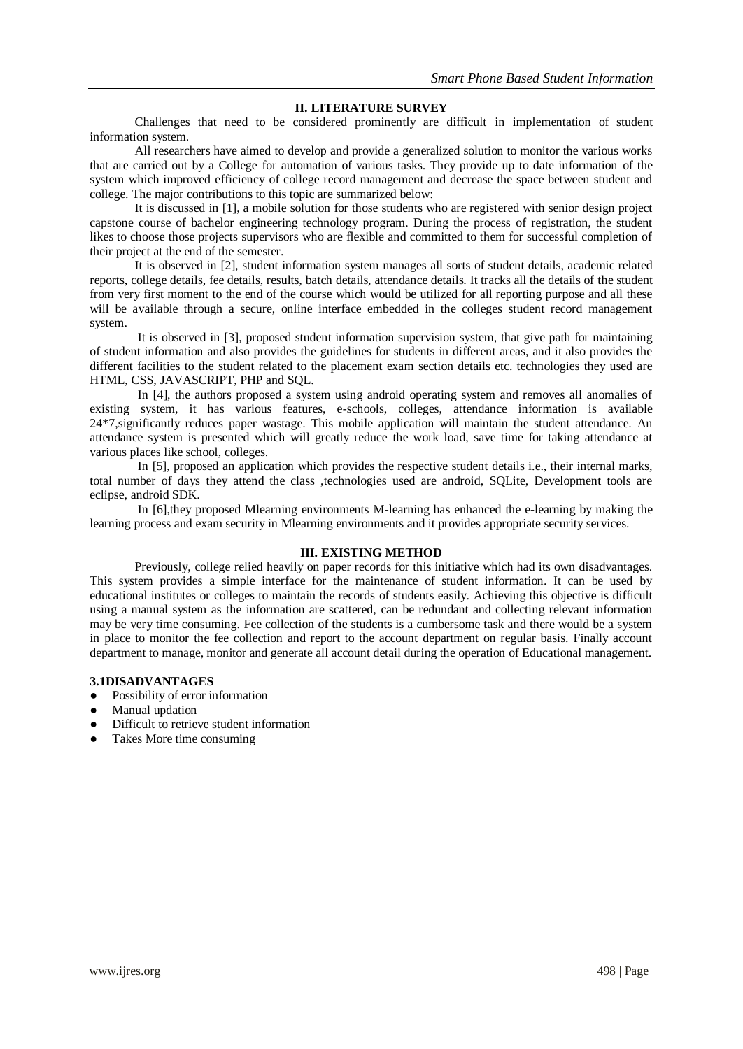## II. LITERATURE SURVEY

Challenges that need to be considered prominently are difficult in implementation of student information system.

All researchers have aimed to develop and provide a generalized solution to monitor the various works that are carried out by a College for automation of various tasks. They provide up to date information of the system which improved efficiency of college record management and decrease the space between student and college. The major contributions to this topic are summarized below:

It is discussed in [1], a mobile solution for those students who are registered with senior design project capstone course of bachelor engineering technology program. During the process of registration, the student likes to choose those projects supervisors who are flexible and committed to them for successful completion of their project at the end of the semester.

It is observed in [2], student information system manages all sorts of student details, academic related reports, college details, fee details, results, batch details, attendance details. It tracks all the details of the student from very first moment to the end of the course which would be utilized for all reporting purpose and all these will be available through a secure, online interface embedded in the colleges student record management system.

It is observed in [3], proposed student information supervision system, that give path for maintaining of student information and also provides the guidelines for students in different areas, and it also provides the different facilities to the student related to the placement exam section details etc. technologies they used are HTML, CSS, JAVASCRIPT, PHP and SQL.

In [4], the authors proposed a system using android operating system and removes all anomalies of existing system, it has various features, e-schools, colleges, attendance information is available 24*7,significantly reduces paper wastage. This mobile application will maintain the student attendance. An attendance system is presented which will greatly reduce the work load, save time for taking attendance at various places like school, colleges.

In [5], proposed an application which provides the respective student details i.e., their internal marks, total number of days they attend the class ,technologies used are android, SQLite, Development tools are eclipse, android SDK.

In [6],they proposed Mlearning environments M-learning has enhanced the e-learning by making the learning process and exam security in Mlearning environments and it provides appropriate security services.

## III. EXISTING METHOD

Previously, college relied heavily on paper records for this initiative which had its own disadvantages. This system provides a simple interface for the maintenance of student information. It can be used by educational institutes or colleges to maintain the records of students easily. Achieving this objective is difficult using a manual system as the information are scattered, can be redundant and collecting relevant information may be very time consuming. Fee collection of the students is a cumbersome task and there would be a system in place to monitor the fee collection and report to the account department on regular basis. Finally account department to manage, monitor and generate all account detail during the operation of Educational management.

### 3.1DISADVANTAGES

- Possibility of error information
- Manual updation
- Difficult to retrieve student information
- Takes More time consuming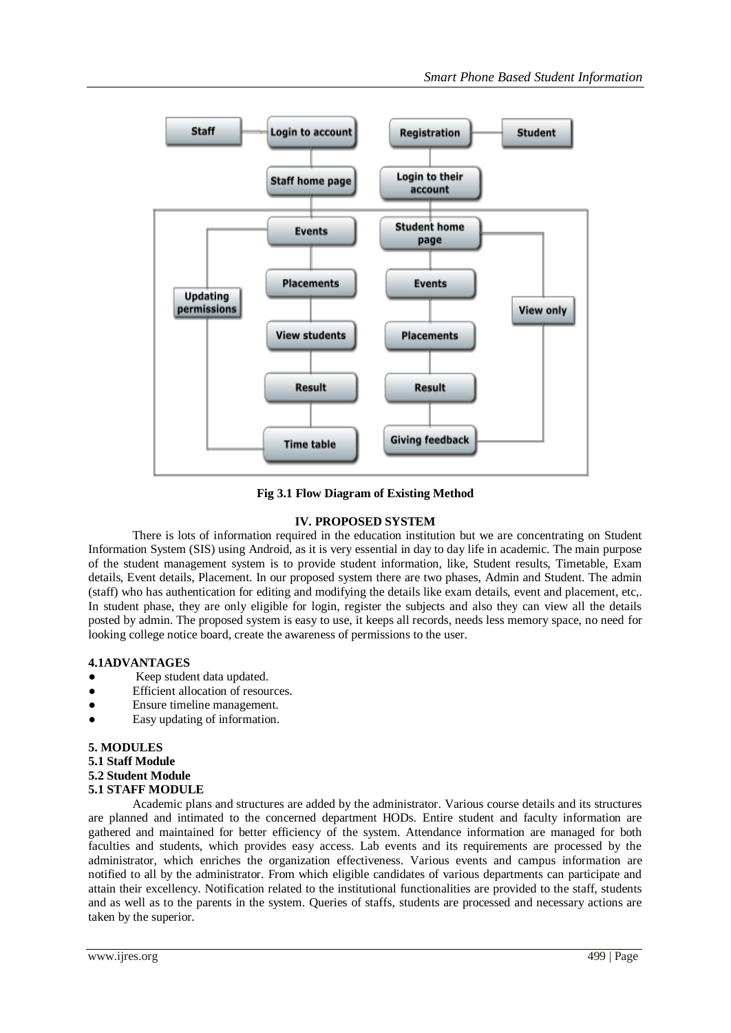Fig 3.1 Flow Diagram of Existing Method

## IV. PROPOSED SYSTEM

There is lots of information required in the education institution but we are concentrating on Student Information System (SIS) using Android, as it is very essential in day to day life in academic. The main purpose of the student management system is to provide student information, like, Student results, Timetable, Exam details, Event details, Placement. In our proposed system there are two phases, Admin and Student. The admin (staff) who has authentication for editing and modifying the details like exam details, event and placement, etc,. In student phase, they are only eligible for login, register the subjects and also they can view all the details posted by admin. The proposed system is easy to use, it keeps all records, needs less memory space, no need for looking college notice board, create the awareness of permissions to the user.

### 4.1ADVANTAGES

- Keep student data updated.
- Efficient allocation of resources.
- Ensure timeline management.
- Easy updating of information.

## 5. MODULES

**5.1 Staff Module**
**5.2 Student Module**

### 5.1 STAFF MODULE

Academic plans and structures are added by the administrator. Various course details and its structures are planned and intimated to the concerned department HODs. Entire student and faculty information are gathered and maintained for better efficiency of the system. Attendance information are managed for both faculties and students, which provides easy access. Lab events and its requirements are processed by the administrator, which enriches the organization effectiveness. Various events and campus information are notified to all by the administrator. From which eligible candidates of various departments can participate and attain their excellency. Notification related to the institutional functionalities are provided to the staff, students and as well as to the parents in the system. Queries of staffs, students are processed and necessary actions are taken by the superior.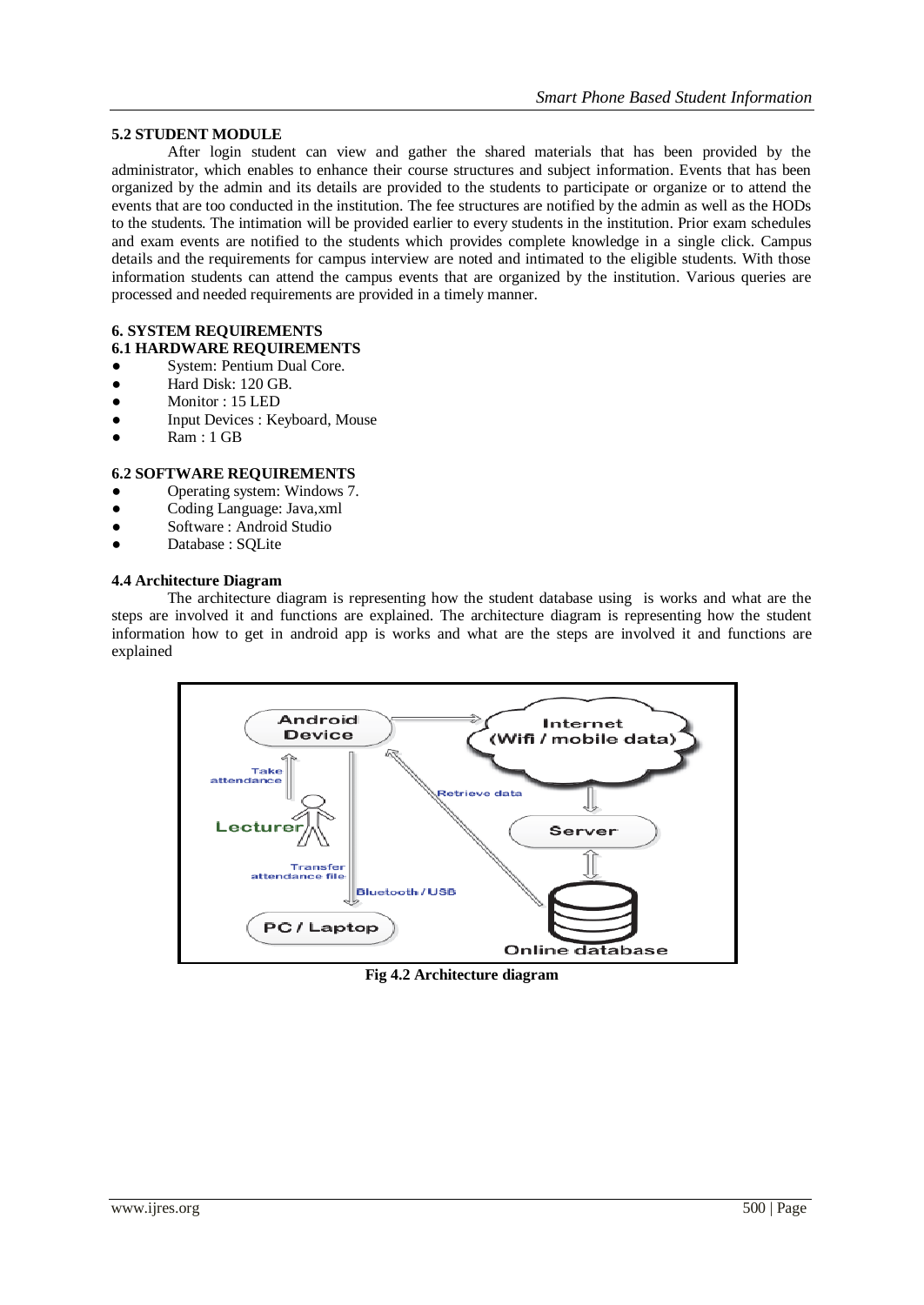### 5.2 STUDENT MODULE

After login student can view and gather the shared materials that has been provided by the administrator, which enables to enhance their course structures and subject information. Events that has been organized by the admin and its details are provided to the students to participate or organize or to attend the events that are too conducted in the institution. The fee structures are notified by the admin as well as the HODs to the students. The intimation will be provided earlier to every students in the institution. Prior exam schedules and exam events are notified to the students which provides complete knowledge in a single click. Campus details and the requirements for campus interview are noted and intimated to the eligible students. With those information students can attend the campus events that are organized by the institution. Various queries are processed and needed requirements are provided in a timely manner.

## 6. SYSTEM REQUIREMENTS

### 6.1 HARDWARE REQUIREMENTS

- System: Pentium Dual Core.
- Hard Disk: 120 GB.
- Monitor : 15 LED
- Input Devices : Keyboard, Mouse
- Ram : 1 GB

### 6.2 SOFTWARE REQUIREMENTS

- Operating system: Windows 7.
- Coding Language: Java,xml
- Software : Android Studio
- Database : SQLite

### 4.4 Architecture Diagram

The architecture diagram is representing how the student database using is works and what are the steps are involved it and functions are explained. The architecture diagram is representing how the student information how to get in android app is works and what are the steps are involved it and functions are explained

**Fig 4.2 Architecture diagram**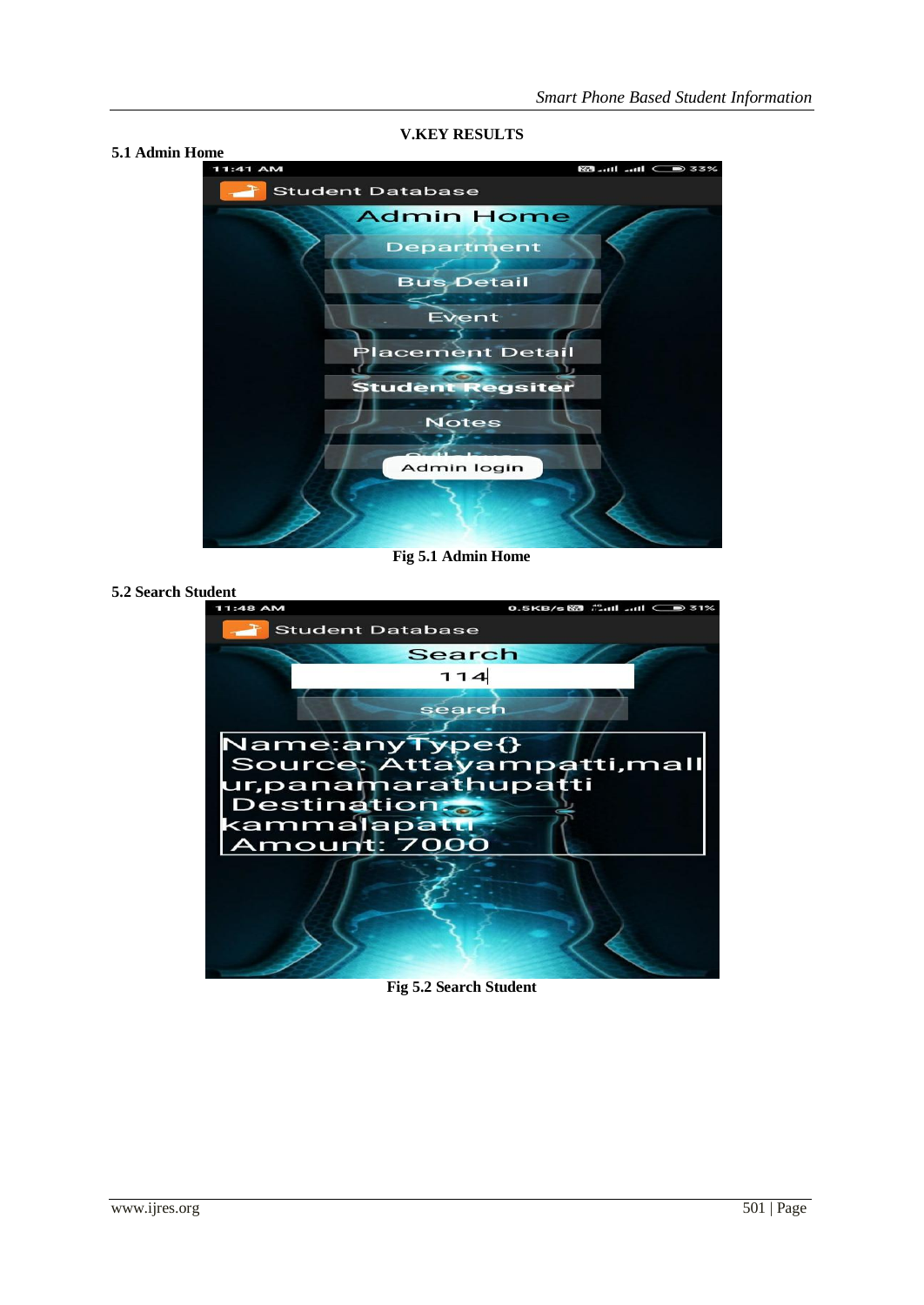## V.KEY RESULTS

### 5.1 Admin Home

**Fig 5.1 Admin Home**

### 5.2 Search Student

**Fig 5.2 Search Student**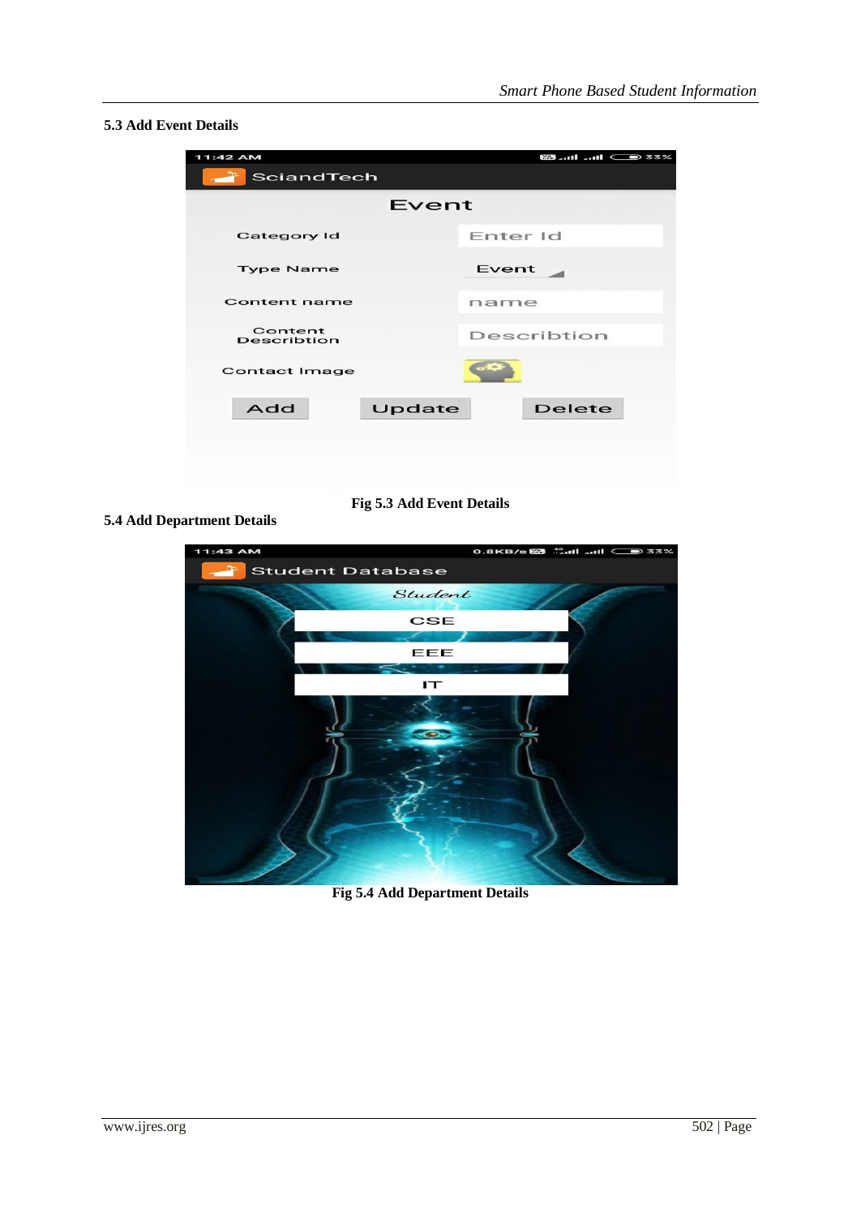### 5.3 Add Event Details

Fig 5.3 Add Event Details

### 5.4 Add Department Details

Fig 5.4 Add Department Details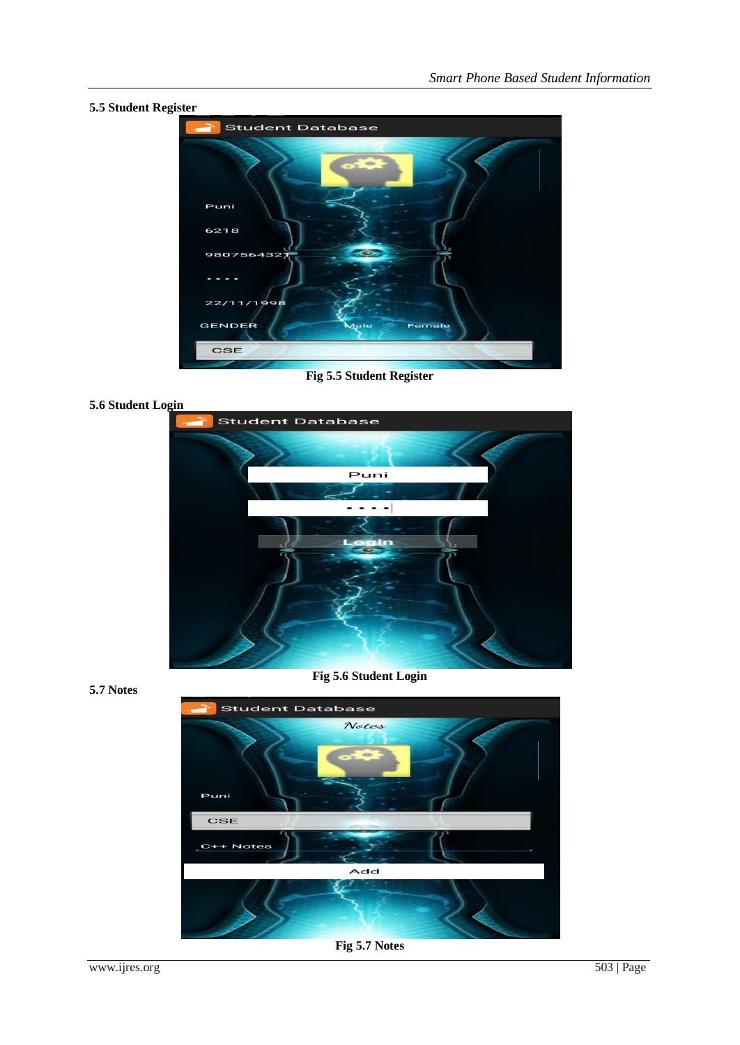### 5.5 Student Register

Fig 5.5 Student Register

### 5.6 Student Login

Fig 5.6 Student Login

### 5.7 Notes

Fig 5.7 Notes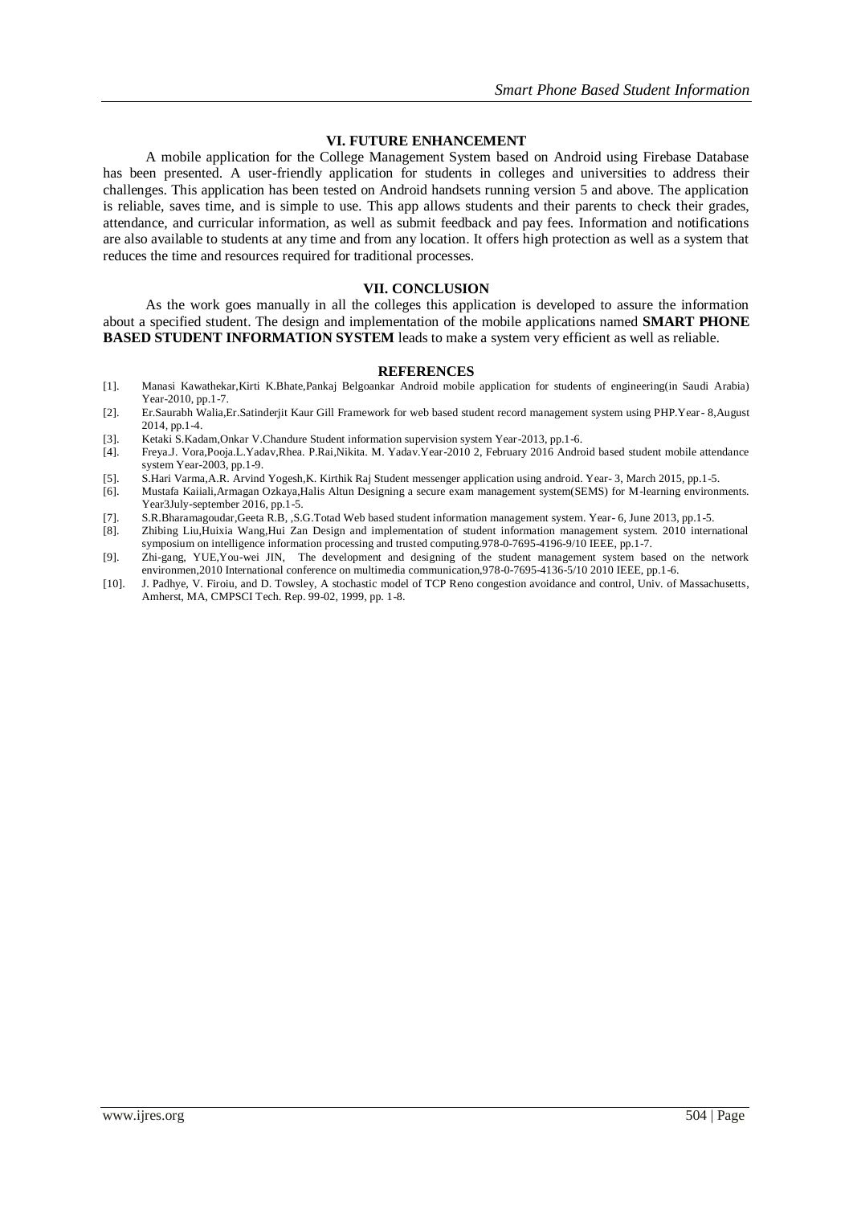## VI. FUTURE ENHANCEMENT

A mobile application for the College Management System based on Android using Firebase Database has been presented. A user-friendly application for students in colleges and universities to address their challenges. This application has been tested on Android handsets running version 5 and above. The application is reliable, saves time, and is simple to use. This app allows students and their parents to check their grades, attendance, and curricular information, as well as submit feedback and pay fees. Information and notifications are also available to students at any time and from any location. It offers high protection as well as a system that reduces the time and resources required for traditional processes.

## VII. CONCLUSION

As the work goes manually in all the colleges this application is developed to assure the information about a specified student. The design and implementation of the mobile applications named **SMART PHONE BASED STUDENT INFORMATION SYSTEM** leads to make a system very efficient as well as reliable.

## REFERENCES

[1]. Manasi Kawathekar,Kirti K.Bhate,Pankaj Belgoankar Android mobile application for students of engineering(in Saudi Arabia) Year-2010, pp.1-7.

[2]. Er.Saurabh Walia,Er.Satinderjit Kaur Gill Framework for web based student record management system using PHP.Year- 8,August 2014, pp.1-4.

[3]. Ketaki S.Kadam,Onkar V.Chandure Student information supervision system Year-2013, pp.1-6.

[4]. Freya.J. Vora,Pooja.L.Yadav,Rhea. P.Rai,Nikita. M. Yadav.Year-2010 2, February 2016 Android based student mobile attendance system Year-2003, pp.1-9.

[5]. S.Hari Varma,A.R. Arvind Yogesh,K. Kirthik Raj Student messenger application using android. Year- 3, March 2015, pp.1-5.

[6]. Mustafa Kaiiali,Armagan Ozkaya,Halis Altun Designing a secure exam management system(SEMS) for M-learning environments. Year3July-september 2016, pp.1-5.

[7]. S.R.Bharamagoudar,Geeta R.B, ,S.G.Totad Web based student information management system. Year- 6, June 2013, pp.1-5.

[8]. Zhibing Liu,Huixia Wang,Hui Zan Design and implementation of student information management system. 2010 international symposium on intelligence information processing and trusted computing.978-0-7695-4196-9/10 IEEE, pp.1-7.

[9]. Zhi-gang, YUE,You-wei JIN, The development and designing of the student management system based on the network environmen,2010 International conference on multimedia communication,978-0-7695-4136-5/10 2010 IEEE, pp.1-6.

[10]. J. Padhye, V. Firoiu, and D. Towsley, A stochastic model of TCP Reno congestion avoidance and control, Univ. of Massachusetts, Amherst, MA, CMPSCI Tech. Rep. 99-02, 1999, pp. 1-8.